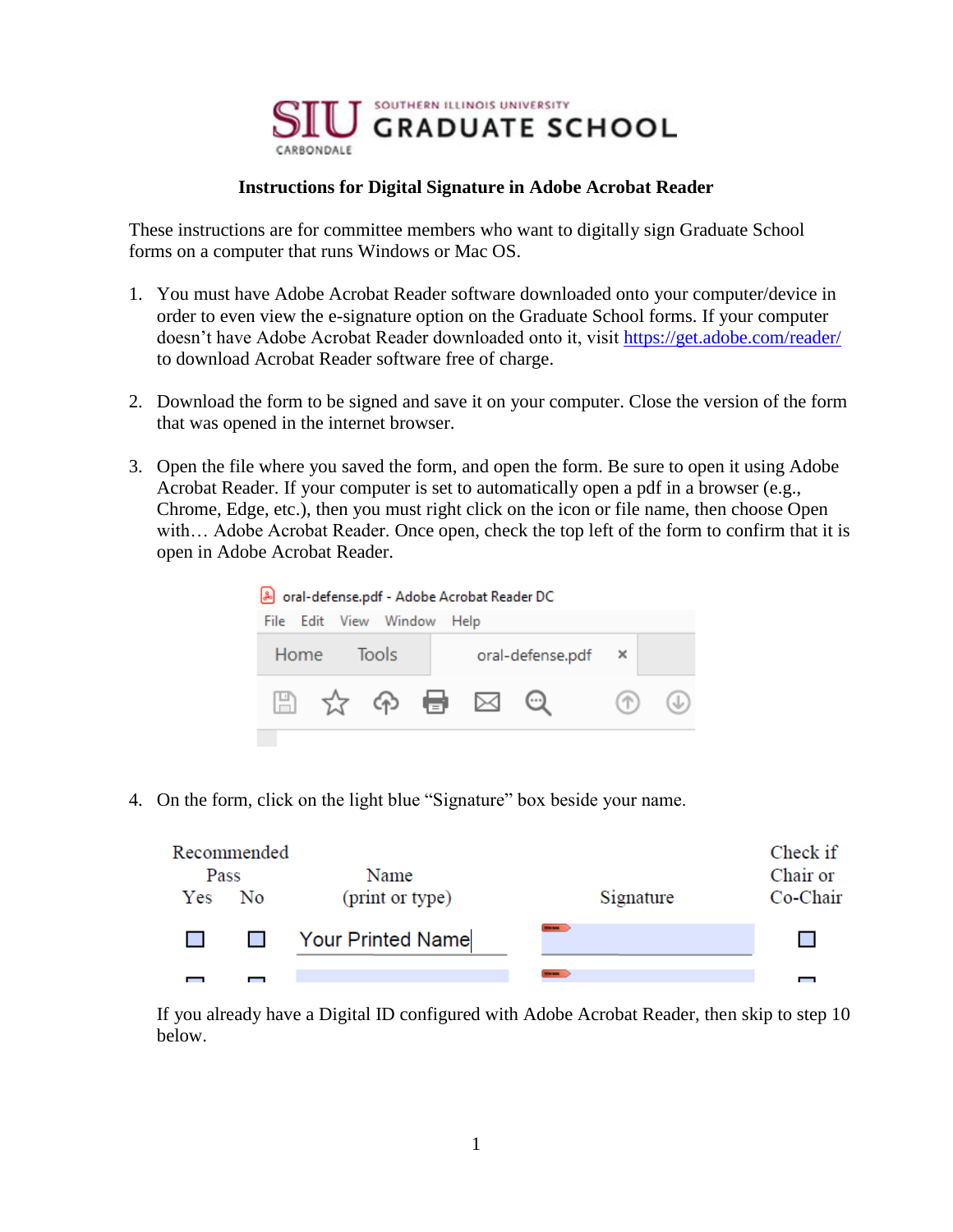SIU SOUTHERN ILLINOIS UNIVERSITY GRADUATE SCHOOL CARBONDALE

**Instructions for Digital Signature in Adobe Acrobat Reader**

These instructions are for committee members who want to digitally sign Graduate School forms on a computer that runs Windows or Mac OS.

1. You must have Adobe Acrobat Reader software downloaded onto your computer/device in order to even view the e-signature option on the Graduate School forms. If your computer doesn't have Adobe Acrobat Reader downloaded onto it, visit https://get.adobe.com/reader/ to download Acrobat Reader software free of charge.

2. Download the form to be signed and save it on your computer. Close the version of the form that was opened in the internet browser.

3. Open the file where you saved the form, and open the form. Be sure to open it using Adobe Acrobat Reader. If your computer is set to automatically open a pdf in a browser (e.g., Chrome, Edge, etc.), then you must right click on the icon or file name, then choose Open with… Adobe Acrobat Reader. Once open, check the top left of the form to confirm that it is open in Adobe Acrobat Reader.

4. On the form, click on the light blue "Signature" box beside your name.

If you already have a Digital ID configured with Adobe Acrobat Reader, then skip to step 10 below.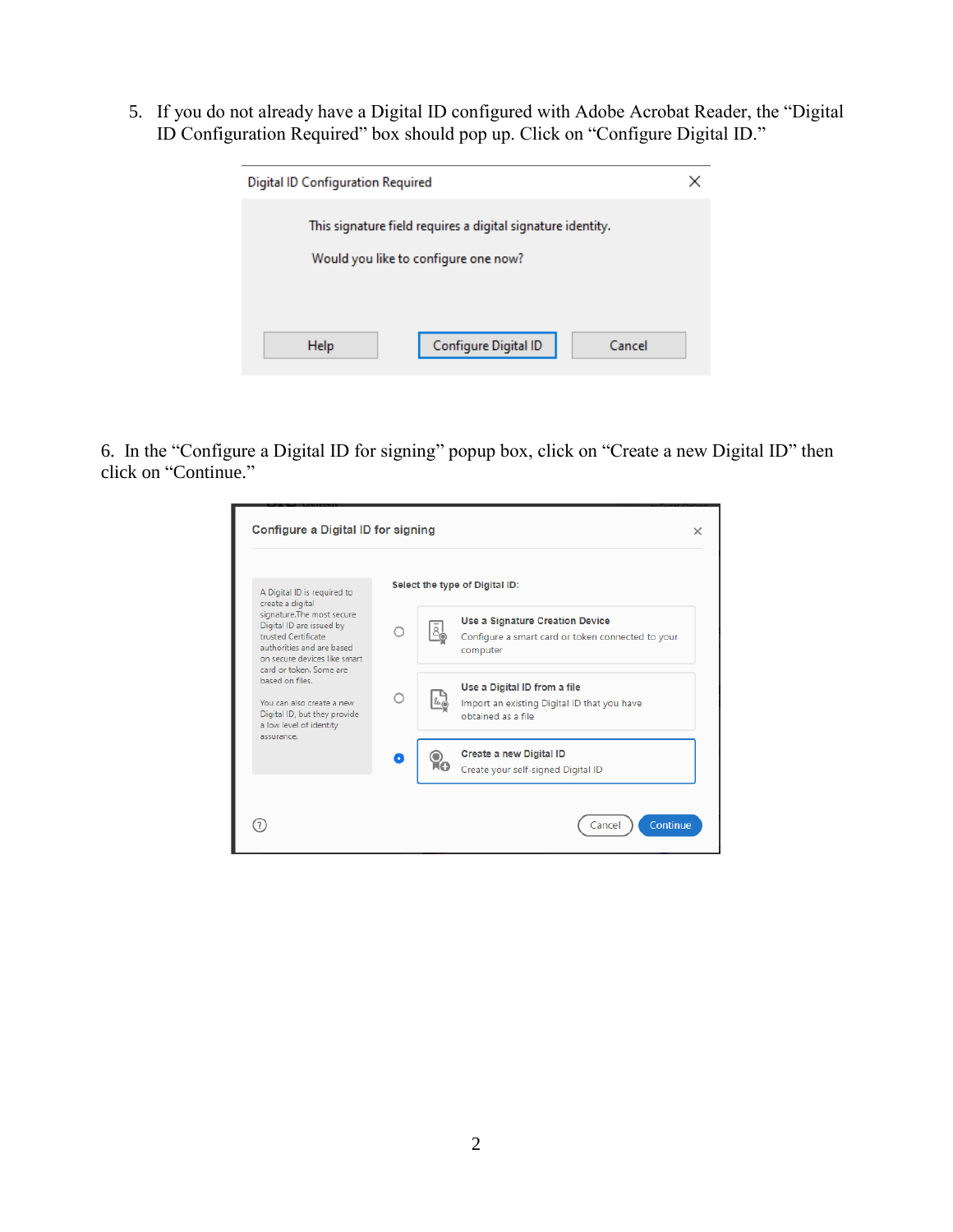5. If you do not already have a Digital ID configured with Adobe Acrobat Reader, the "Digital ID Configuration Required" box should pop up. Click on "Configure Digital ID."

6. In the "Configure a Digital ID for signing" popup box, click on "Create a new Digital ID" then click on "Continue."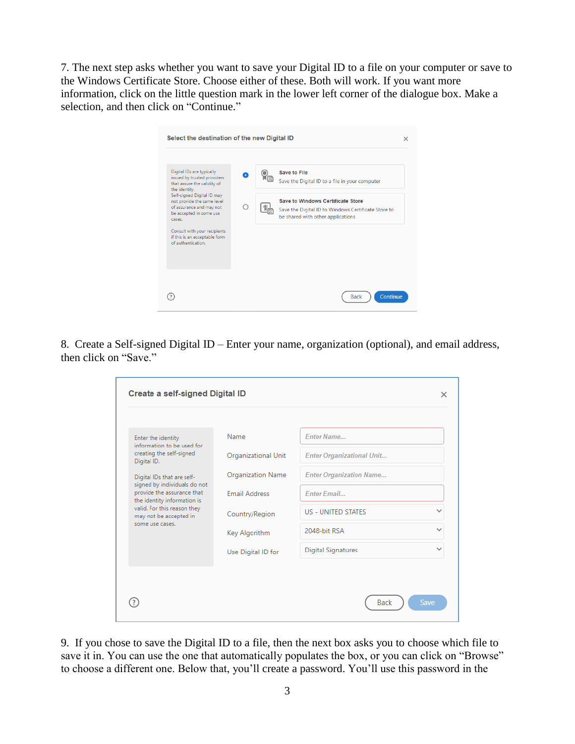7. The next step asks whether you want to save your Digital ID to a file on your computer or save to the Windows Certificate Store. Choose either of these. Both will work. If you want more information, click on the little question mark in the lower left corner of the dialogue box. Make a selection, and then click on “Continue.”

8. Create a Self-signed Digital ID – Enter your name, organization (optional), and email address, then click on “Save.”

9. If you chose to save the Digital ID to a file, then the next box asks you to choose which file to save it in. You can use the one that automatically populates the box, or you can click on “Browse” to choose a different one. Below that, you’ll create a password. You’ll use this password in the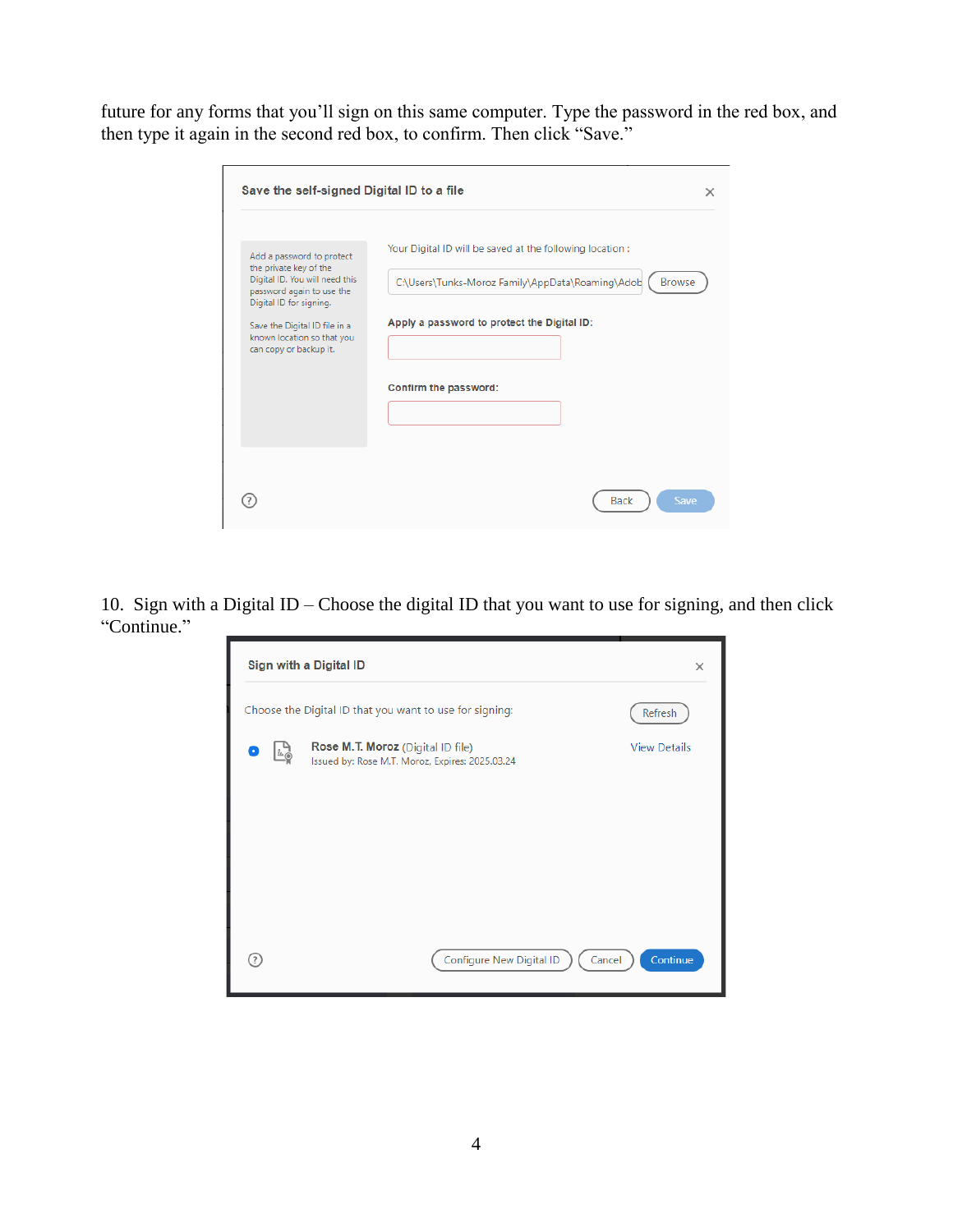future for any forms that you'll sign on this same computer. Type the password in the red box, and then type it again in the second red box, to confirm. Then click "Save."

10. Sign with a Digital ID – Choose the digital ID that you want to use for signing, and then click "Continue."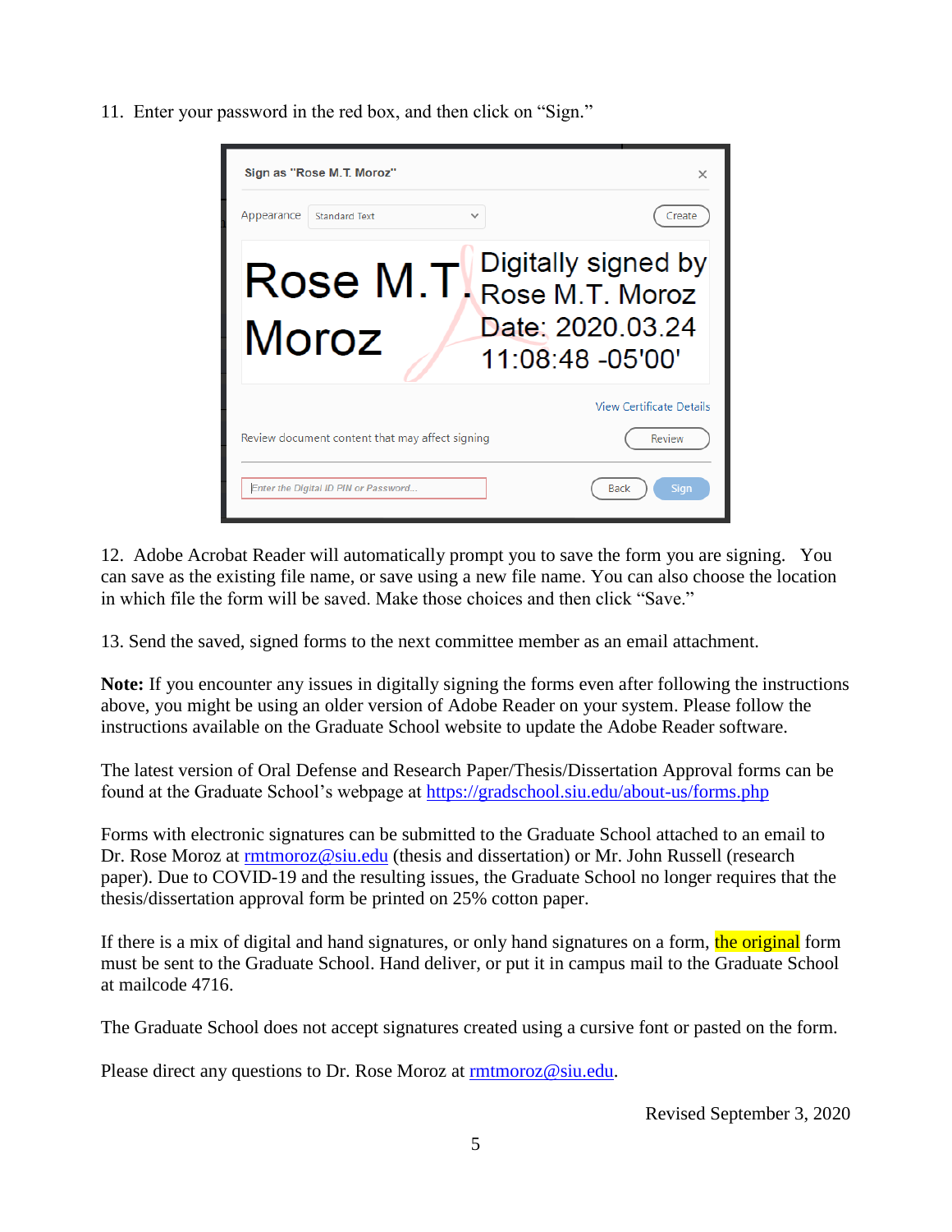11. Enter your password in the red box, and then click on "Sign."

12. Adobe Acrobat Reader will automatically prompt you to save the form you are signing. You can save as the existing file name, or save using a new file name. You can also choose the location in which file the form will be saved. Make those choices and then click "Save."

13. Send the saved, signed forms to the next committee member as an email attachment.

**Note:** If you encounter any issues in digitally signing the forms even after following the instructions above, you might be using an older version of Adobe Reader on your system. Please follow the instructions available on the Graduate School website to update the Adobe Reader software.

The latest version of Oral Defense and Research Paper/Thesis/Dissertation Approval forms can be found at the Graduate School's webpage at https://gradschool.siu.edu/about-us/forms.php

Forms with electronic signatures can be submitted to the Graduate School attached to an email to Dr. Rose Moroz at rmtmoroz@siu.edu (thesis and dissertation) or Mr. John Russell (research paper). Due to COVID-19 and the resulting issues, the Graduate School no longer requires that the thesis/dissertation approval form be printed on 25% cotton paper.

If there is a mix of digital and hand signatures, or only hand signatures on a form, the original form must be sent to the Graduate School. Hand deliver, or put it in campus mail to the Graduate School at mailcode 4716.

The Graduate School does not accept signatures created using a cursive font or pasted on the form.

Please direct any questions to Dr. Rose Moroz at rmtmoroz@siu.edu.

Revised September 3, 2020